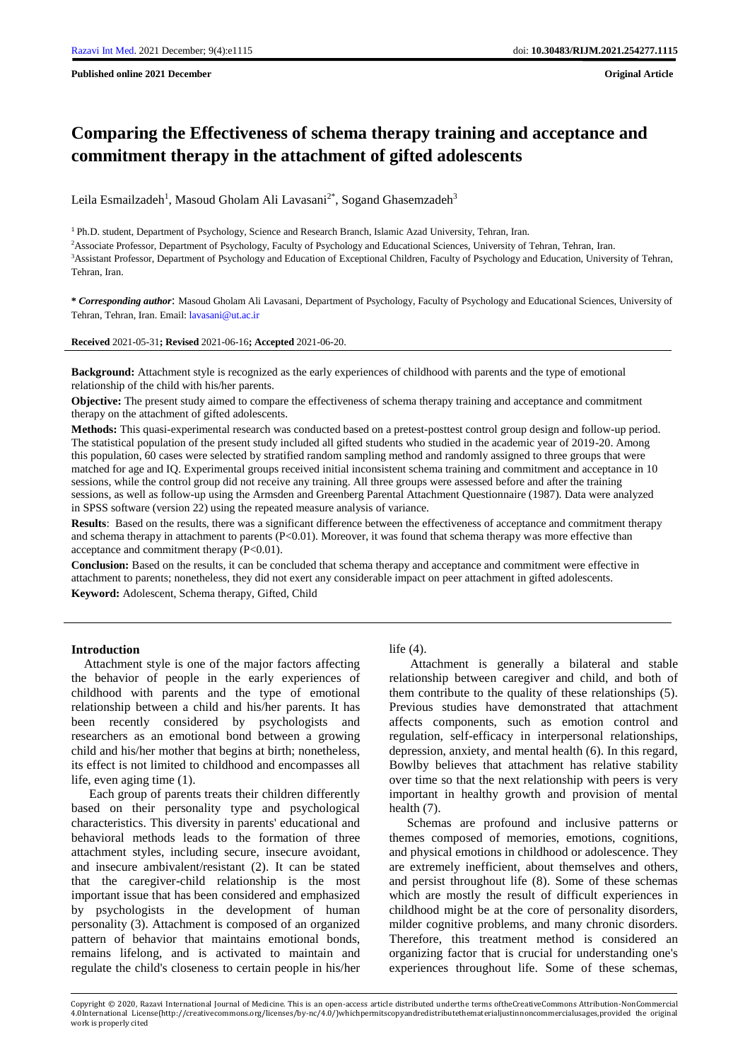**Published online 2021 December** **Original Article**

# Comparing the Effectiveness of schema therapy training and acceptance and commitment therapy in the attachment of gifted adolescents

Leila Esmailzadeh[1], Masoud Gholam Ali Lavasani[2*], Sogand Ghasemzadeh[3]

[1] Ph.D. student, Department of Psychology, Science and Research Branch, Islamic Azad University, Tehran, Iran.

[2] Associate Professor, Department of Psychology, Faculty of Psychology and Educational Sciences, University of Tehran, Tehran, Iran.

[3] Assistant Professor, Department of Psychology and Education of Exceptional Children, Faculty of Psychology and Education, University of Tehran, Tehran, Iran.

**\*** ***Corresponding author***: Masoud Gholam Ali Lavasani, Department of Psychology, Faculty of Psychology and Educational Sciences, University of Tehran, Tehran, Iran. Email: lavasani@ut.ac.ir

**Received** 2021-05-31**; Revised** 2021-06-16**; Accepted** 2021-06-20.

**Background:** Attachment style is recognized as the early experiences of childhood with parents and the type of emotional relationship of the child with his/her parents.

**Objective:** The present study aimed to compare the effectiveness of schema therapy training and acceptance and commitment therapy on the attachment of gifted adolescents.

**Methods:** This quasi-experimental research was conducted based on a pretest-posttest control group design and follow-up period. The statistical population of the present study included all gifted students who studied in the academic year of 2019-20. Among this population, 60 cases were selected by stratified random sampling method and randomly assigned to three groups that were matched for age and IQ. Experimental groups received initial inconsistent schema training and commitment and acceptance in 10 sessions, while the control group did not receive any training. All three groups were assessed before and after the training sessions, as well as follow-up using the Armsden and Greenberg Parental Attachment Questionnaire (1987). Data were analyzed in SPSS software (version 22) using the repeated measure analysis of variance.

**Results**: Based on the results, there was a significant difference between the effectiveness of acceptance and commitment therapy and schema therapy in attachment to parents ($P<0.01$). Moreover, it was found that schema therapy was more effective than acceptance and commitment therapy ($P<0.01$).

**Conclusion:** Based on the results, it can be concluded that schema therapy and acceptance and commitment were effective in attachment to parents; nonetheless, they did not exert any considerable impact on peer attachment in gifted adolescents.

**Keyword:** Adolescent, Schema therapy, Gifted, Child

## Introduction

Attachment style is one of the major factors affecting the behavior of people in the early experiences of childhood with parents and the type of emotional relationship between a child and his/her parents. It has been recently considered by psychologists and researchers as an emotional bond between a growing child and his/her mother that begins at birth; nonetheless, its effect is not limited to childhood and encompasses all life, even aging time (1).

Each group of parents treats their children differently based on their personality type and psychological characteristics. This diversity in parents' educational and behavioral methods leads to the formation of three attachment styles, including secure, insecure avoidant, and insecure ambivalent/resistant (2). It can be stated that the caregiver-child relationship is the most important issue that has been considered and emphasized by psychologists in the development of human personality (3). Attachment is composed of an organized pattern of behavior that maintains emotional bonds, remains lifelong, and is activated to maintain and regulate the child's closeness to certain people in his/her life (4).

Attachment is generally a bilateral and stable relationship between caregiver and child, and both of them contribute to the quality of these relationships (5). Previous studies have demonstrated that attachment affects components, such as emotion control and regulation, self-efficacy in interpersonal relationships, depression, anxiety, and mental health (6). In this regard, Bowlby believes that attachment has relative stability over time so that the next relationship with peers is very important in healthy growth and provision of mental health (7).

Schemas are profound and inclusive patterns or themes composed of memories, emotions, cognitions, and physical emotions in childhood or adolescence. They are extremely inefficient, about themselves and others, and persist throughout life (8). Some of these schemas which are mostly the result of difficult experiences in childhood might be at the core of personality disorders, milder cognitive problems, and many chronic disorders. Therefore, this treatment method is considered an organizing factor that is crucial for understanding one's experiences throughout life. Some of these schemas,

Copyright © 2020, Razavi International Journal of Medicine. This is an open-access article distributed underthe terms oftheCreativeCommons Attribution-NonCommercial 4.0International License(http://creativecommons.org/licenses/by-nc/4.0/)whichpermitscopyandredistributethematerialjustinnoncommercialusages,provided the original work is properly cited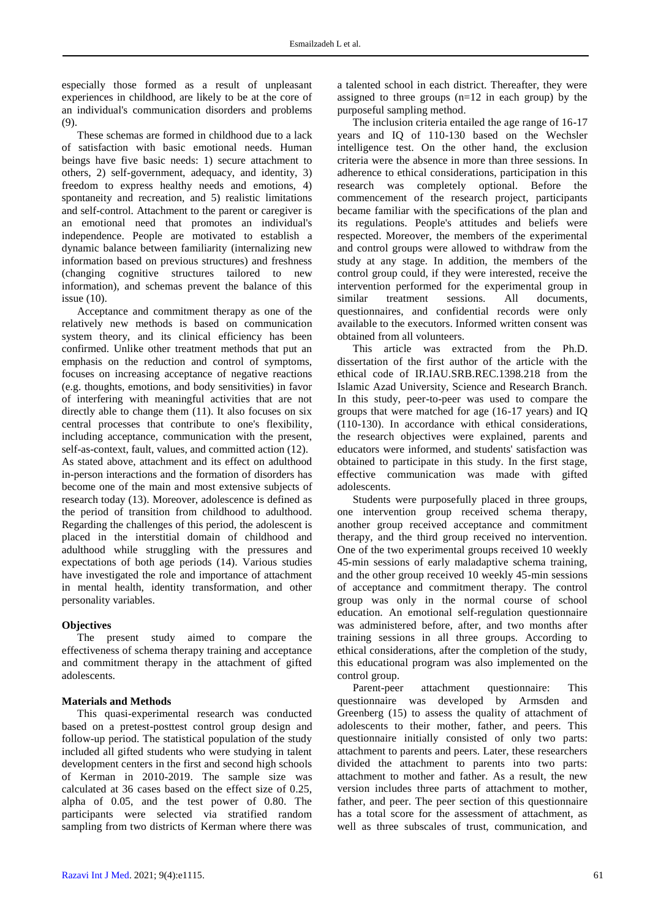especially those formed as a result of unpleasant experiences in childhood, are likely to be at the core of an individual's communication disorders and problems (9).

These schemas are formed in childhood due to a lack of satisfaction with basic emotional needs. Human beings have five basic needs: 1) secure attachment to others, 2) self-government, adequacy, and identity, 3) freedom to express healthy needs and emotions, 4) spontaneity and recreation, and 5) realistic limitations and self-control. Attachment to the parent or caregiver is an emotional need that promotes an individual's independence. People are motivated to establish a dynamic balance between familiarity (internalizing new information based on previous structures) and freshness (changing cognitive structures tailored to new information), and schemas prevent the balance of this issue (10).

Acceptance and commitment therapy as one of the relatively new methods is based on communication system theory, and its clinical efficiency has been confirmed. Unlike other treatment methods that put an emphasis on the reduction and control of symptoms, focuses on increasing acceptance of negative reactions (e.g. thoughts, emotions, and body sensitivities) in favor of interfering with meaningful activities that are not directly able to change them (11). It also focuses on six central processes that contribute to one's flexibility, including acceptance, communication with the present, self-as-context, fault, values, and committed action (12).

As stated above, attachment and its effect on adulthood in-person interactions and the formation of disorders has become one of the main and most extensive subjects of research today (13). Moreover, adolescence is defined as the period of transition from childhood to adulthood. Regarding the challenges of this period, the adolescent is placed in the interstitial domain of childhood and adulthood while struggling with the pressures and expectations of both age periods (14). Various studies have investigated the role and importance of attachment in mental health, identity transformation, and other personality variables.

## Objectives

The present study aimed to compare the effectiveness of schema therapy training and acceptance and commitment therapy in the attachment of gifted adolescents.

## Materials and Methods

This quasi-experimental research was conducted based on a pretest-posttest control group design and follow-up period. The statistical population of the study included all gifted students who were studying in talent development centers in the first and second high schools of Kerman in 2010-2019. The sample size was calculated at 36 cases based on the effect size of 0.25, alpha of 0.05, and the test power of 0.80. The participants were selected via stratified random sampling from two districts of Kerman where there was a talented school in each district. Thereafter, they were assigned to three groups (n=12 in each group) by the purposeful sampling method.

The inclusion criteria entailed the age range of 16-17 years and IQ of 110-130 based on the Wechsler intelligence test. On the other hand, the exclusion criteria were the absence in more than three sessions. In adherence to ethical considerations, participation in this research was completely optional. Before the commencement of the research project, participants became familiar with the specifications of the plan and its regulations. People's attitudes and beliefs were respected. Moreover, the members of the experimental and control groups were allowed to withdraw from the study at any stage. In addition, the members of the control group could, if they were interested, receive the intervention performed for the experimental group in similar treatment sessions. All documents, questionnaires, and confidential records were only available to the executors. Informed written consent was obtained from all volunteers.

This article was extracted from the Ph.D. dissertation of the first author of the article with the ethical code of IR.IAU.SRB.REC.1398.218 from the Islamic Azad University, Science and Research Branch. In this study, peer-to-peer was used to compare the groups that were matched for age (16-17 years) and IQ (110-130). In accordance with ethical considerations, the research objectives were explained, parents and educators were informed, and students' satisfaction was obtained to participate in this study. In the first stage, effective communication was made with gifted adolescents.

Students were purposefully placed in three groups, one intervention group received schema therapy, another group received acceptance and commitment therapy, and the third group received no intervention. One of the two experimental groups received 10 weekly 45-min sessions of early maladaptive schema training, and the other group received 10 weekly 45-min sessions of acceptance and commitment therapy. The control group was only in the normal course of school education. An emotional self-regulation questionnaire was administered before, after, and two months after training sessions in all three groups. According to ethical considerations, after the completion of the study, this educational program was also implemented on the control group.

Parent-peer attachment questionnaire: This questionnaire was developed by Armsden and Greenberg (15) to assess the quality of attachment of adolescents to their mother, father, and peers. This questionnaire initially consisted of only two parts: attachment to parents and peers. Later, these researchers divided the attachment to parents into two parts: attachment to mother and father. As a result, the new version includes three parts of attachment to mother, father, and peer. The peer section of this questionnaire has a total score for the assessment of attachment, as well as three subscales of trust, communication, and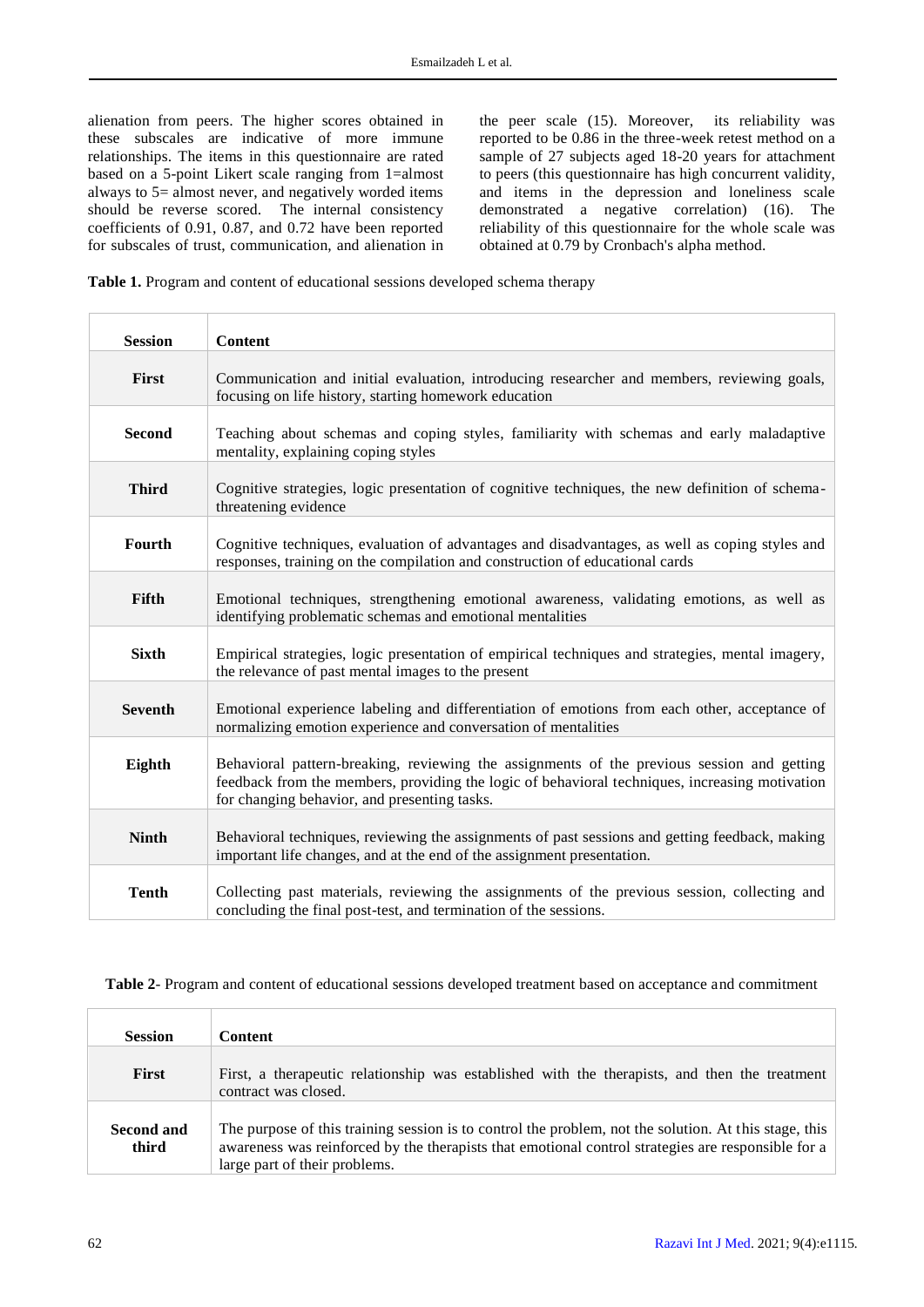alienation from peers. The higher scores obtained in these subscales are indicative of more immune relationships. The items in this questionnaire are rated based on a 5-point Likert scale ranging from 1=almost always to 5= almost never, and negatively worded items should be reverse scored. The internal consistency coefficients of 0.91, 0.87, and 0.72 have been reported for subscales of trust, communication, and alienation in the peer scale (15). Moreover, its reliability was reported to be 0.86 in the three-week retest method on a sample of 27 subjects aged 18-20 years for attachment to peers (this questionnaire has high concurrent validity, and items in the depression and loneliness scale demonstrated a negative correlation) (16). The reliability of this questionnaire for the whole scale was obtained at 0.79 by Cronbach's alpha method.

**Table 1.** Program and content of educational sessions developed schema therapy

| Session | Content |
|---|---|
| **First** | Communication and initial evaluation, introducing researcher and members, reviewing goals, focusing on life history, starting homework education |
| **Second** | Teaching about schemas and coping styles, familiarity with schemas and early maladaptive mentality, explaining coping styles |
| **Third** | Cognitive strategies, logic presentation of cognitive techniques, the new definition of schema-threatening evidence |
| **Fourth** | Cognitive techniques, evaluation of advantages and disadvantages, as well as coping styles and responses, training on the compilation and construction of educational cards |
| **Fifth** | Emotional techniques, strengthening emotional awareness, validating emotions, as well as identifying problematic schemas and emotional mentalities |
| **Sixth** | Empirical strategies, logic presentation of empirical techniques and strategies, mental imagery, the relevance of past mental images to the present |
| **Seventh** | Emotional experience labeling and differentiation of emotions from each other, acceptance of normalizing emotion experience and conversation of mentalities |
| **Eighth** | Behavioral pattern-breaking, reviewing the assignments of the previous session and getting feedback from the members, providing the logic of behavioral techniques, increasing motivation for changing behavior, and presenting tasks. |
| **Ninth** | Behavioral techniques, reviewing the assignments of past sessions and getting feedback, making important life changes, and at the end of the assignment presentation. |
| **Tenth** | Collecting past materials, reviewing the assignments of the previous session, collecting and concluding the final post-test, and termination of the sessions. |

**Table 2**- Program and content of educational sessions developed treatment based on acceptance and commitment

| Session | Content |
|---|---|
| **First** | First, a therapeutic relationship was established with the therapists, and then the treatment contract was closed. |
| **Second and third** | The purpose of this training session is to control the problem, not the solution. At this stage, this awareness was reinforced by the therapists that emotional control strategies are responsible for a large part of their problems. |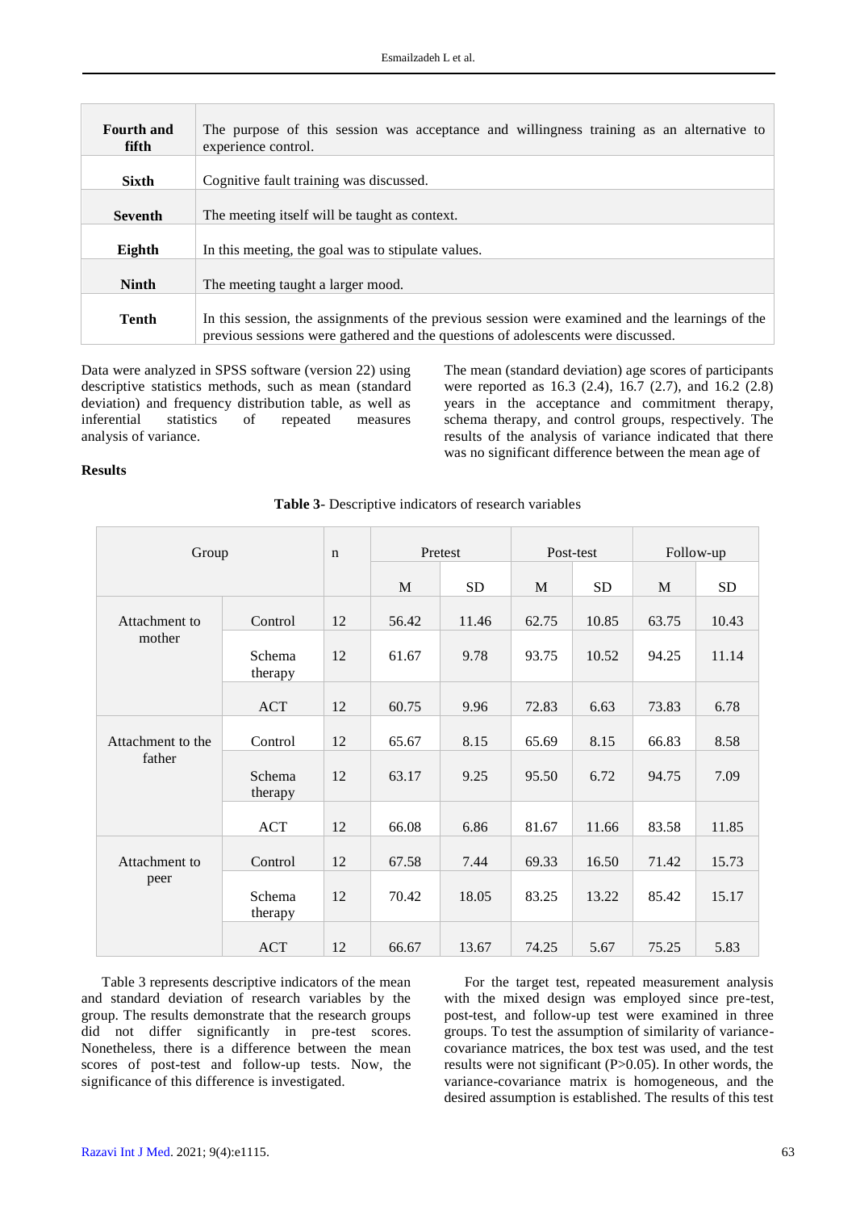| | |
|---|---|
| **Fourth and fifth** | The purpose of this session was acceptance and willingness training as an alternative to experience control. |
| **Sixth** | Cognitive fault training was discussed. |
| **Seventh** | The meeting itself will be taught as context. |
| **Eighth** | In this meeting, the goal was to stipulate values. |
| **Ninth** | The meeting taught a larger mood. |
| **Tenth** | In this session, the assignments of the previous session were examined and the learnings of the previous sessions were gathered and the questions of adolescents were discussed. |

Data were analyzed in SPSS software (version 22) using descriptive statistics methods, such as mean (standard deviation) and frequency distribution table, as well as inferential statistics of repeated measures analysis of variance.

## Results

The mean (standard deviation) age scores of participants were reported as 16.3 (2.4), 16.7 (2.7), and 16.2 (2.8) years in the acceptance and commitment therapy, schema therapy, and control groups, respectively. The results of the analysis of variance indicated that there was no significant difference between the mean age of

**Table 3**- Descriptive indicators of research variables

| Group | | n | Pretest | | Post-test | | Follow-up | |
|---|---|---|---|---|---|---|---|---|
| | | | M | SD | M | SD | M | SD |
| Attachment to mother | Control | 12 | 56.42 | 11.46 | 62.75 | 10.85 | 63.75 | 10.43 |
| | Schema therapy | 12 | 61.67 | 9.78 | 93.75 | 10.52 | 94.25 | 11.14 |
| | ACT | 12 | 60.75 | 9.96 | 72.83 | 6.63 | 73.83 | 6.78 |
| Attachment to the father | Control | 12 | 65.67 | 8.15 | 65.69 | 8.15 | 66.83 | 8.58 |
| | Schema therapy | 12 | 63.17 | 9.25 | 95.50 | 6.72 | 94.75 | 7.09 |
| | ACT | 12 | 66.08 | 6.86 | 81.67 | 11.66 | 83.58 | 11.85 |
| Attachment to peer | Control | 12 | 67.58 | 7.44 | 69.33 | 16.50 | 71.42 | 15.73 |
| | Schema therapy | 12 | 70.42 | 18.05 | 83.25 | 13.22 | 85.42 | 15.17 |
| | ACT | 12 | 66.67 | 13.67 | 74.25 | 5.67 | 75.25 | 5.83 |

Table 3 represents descriptive indicators of the mean and standard deviation of research variables by the group. The results demonstrate that the research groups did not differ significantly in pre-test scores. Nonetheless, there is a difference between the mean scores of post-test and follow-up tests. Now, the significance of this difference is investigated.

For the target test, repeated measurement analysis with the mixed design was employed since pre-test, post-test, and follow-up test were examined in three groups. To test the assumption of similarity of variance-covariance matrices, the box test was used, and the test results were not significant ($P>0.05$). In other words, the variance-covariance matrix is homogeneous, and the desired assumption is established. The results of this test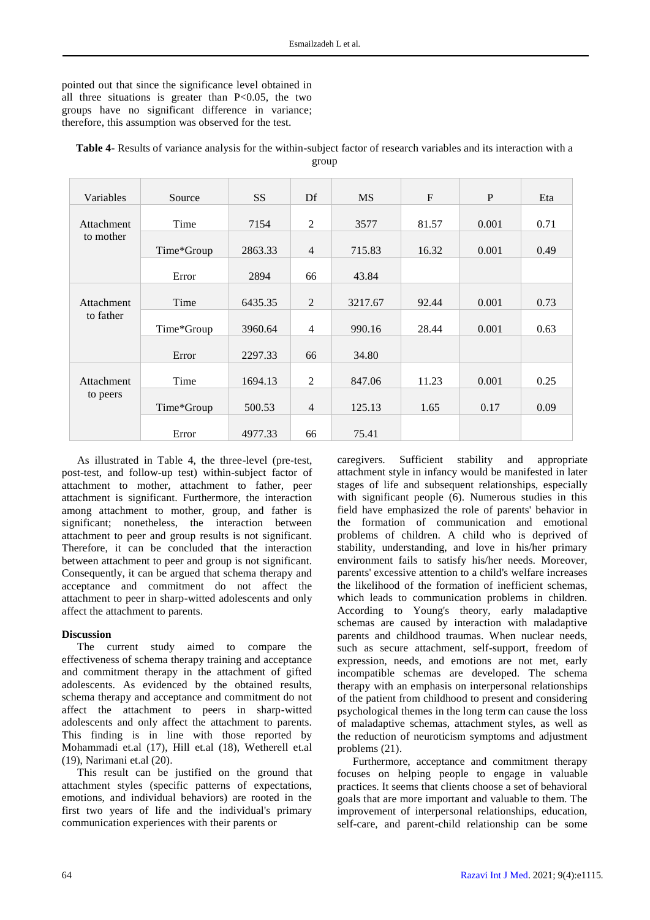pointed out that since the significance level obtained in all three situations is greater than P<0.05, the two groups have no significant difference in variance; therefore, this assumption was observed for the test.

**Table 4**- Results of variance analysis for the within-subject factor of research variables and its interaction with a group

| Variables | Source | SS | Df | MS | F | P | Eta |
|---|---|---|---|---|---|---|---|
| Attachment to mother | Time | 7154 | 2 | 3577 | 81.57 | 0.001 | 0.71 |
| | Time*Group | 2863.33 | 4 | 715.83 | 16.32 | 0.001 | 0.49 |
| | Error | 2894 | 66 | 43.84 | | | |
| Attachment to father | Time | 6435.35 | 2 | 3217.67 | 92.44 | 0.001 | 0.73 |
| | Time*Group | 3960.64 | 4 | 990.16 | 28.44 | 0.001 | 0.63 |
| | Error | 2297.33 | 66 | 34.80 | | | |
| Attachment to peers | Time | 1694.13 | 2 | 847.06 | 11.23 | 0.001 | 0.25 |
| | Time*Group | 500.53 | 4 | 125.13 | 1.65 | 0.17 | 0.09 |
| | Error | 4977.33 | 66 | 75.41 | | | |

As illustrated in Table 4, the three-level (pre-test, post-test, and follow-up test) within-subject factor of attachment to mother, attachment to father, peer attachment is significant. Furthermore, the interaction among attachment to mother, group, and father is significant; nonetheless, the interaction between attachment to peer and group results is not significant. Therefore, it can be concluded that the interaction between attachment to peer and group is not significant. Consequently, it can be argued that schema therapy and acceptance and commitment do not affect the attachment to peer in sharp-witted adolescents and only affect the attachment to parents.

## Discussion

The current study aimed to compare the effectiveness of schema therapy training and acceptance and commitment therapy in the attachment of gifted adolescents. As evidenced by the obtained results, schema therapy and acceptance and commitment do not affect the attachment to peers in sharp-witted adolescents and only affect the attachment to parents. This finding is in line with those reported by Mohammadi et.al (17), Hill et.al (18), Wetherell et.al (19), Narimani et.al (20).

This result can be justified on the ground that attachment styles (specific patterns of expectations, emotions, and individual behaviors) are rooted in the first two years of life and the individual's primary communication experiences with their parents or caregivers. Sufficient stability and appropriate attachment style in infancy would be manifested in later stages of life and subsequent relationships, especially with significant people (6). Numerous studies in this field have emphasized the role of parents' behavior in the formation of communication and emotional problems of children. A child who is deprived of stability, understanding, and love in his/her primary environment fails to satisfy his/her needs. Moreover, parents' excessive attention to a child's welfare increases the likelihood of the formation of inefficient schemas, which leads to communication problems in children. According to Young's theory, early maladaptive schemas are caused by interaction with maladaptive parents and childhood traumas. When nuclear needs, such as secure attachment, self-support, freedom of expression, needs, and emotions are not met, early incompatible schemas are developed. The schema therapy with an emphasis on interpersonal relationships of the patient from childhood to present and considering psychological themes in the long term can cause the loss of maladaptive schemas, attachment styles, as well as the reduction of neuroticism symptoms and adjustment problems (21).

Furthermore, acceptance and commitment therapy focuses on helping people to engage in valuable practices. It seems that clients choose a set of behavioral goals that are more important and valuable to them. The improvement of interpersonal relationships, education, self-care, and parent-child relationship can be some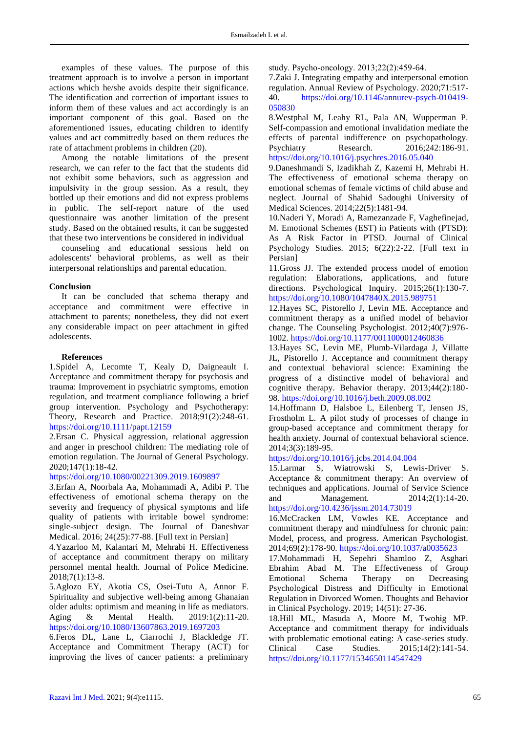examples of these values. The purpose of this treatment approach is to involve a person in important actions which he/she avoids despite their significance. The identification and correction of important issues to inform them of these values and act accordingly is an important component of this goal. Based on the aforementioned issues, educating children to identify values and act committedly based on them reduces the rate of attachment problems in children (20).

Among the notable limitations of the present research, we can refer to the fact that the students did not exhibit some behaviors, such as aggression and impulsivity in the group session. As a result, they bottled up their emotions and did not express problems in public. The self-report nature of the used questionnaire was another limitation of the present study. Based on the obtained results, it can be suggested that these two interventions be considered in individual

counseling and educational sessions held on adolescents' behavioral problems, as well as their interpersonal relationships and parental education.

## Conclusion

It can be concluded that schema therapy and acceptance and commitment were effective in attachment to parents; nonetheless, they did not exert any considerable impact on peer attachment in gifted adolescents.

## References

1.Spidel A, Lecomte T, Kealy D, Daigneault I. Acceptance and commitment therapy for psychosis and trauma: Improvement in psychiatric symptoms, emotion regulation, and treatment compliance following a brief group intervention. Psychology and Psychotherapy: Theory, Research and Practice. 2018;91(2):248-61. https://doi.org/10.1111/papt.12159

2.Ersan C. Physical aggression, relational aggression and anger in preschool children: The mediating role of emotion regulation. The Journal of General Psychology. 2020;147(1):18-42. https://doi.org/10.1080/00221309.2019.1609897

3.Erfan A, Noorbala Aa, Mohammadi A, Adibi P. The effectiveness of emotional schema therapy on the severity and frequency of physical symptoms and life quality of patients with irritable bowel syndrome: single-subject design. The Journal of Daneshvar Medical. 2016; 24(25):77-88. [Full text in Persian]

4.Yazarloo M, Kalantari M, Mehrabi H. Effectiveness of acceptance and commitment therapy on military personnel mental health. Journal of Police Medicine. 2018;7(1):13-8.

5.Aglozo EY, Akotia CS, Osei-Tutu A, Annor F. Spirituality and subjective well-being among Ghanaian older adults: optimism and meaning in life as mediators. Aging & Mental Health. 2019:1(2):11-20. https://doi.org/10.1080/13607863.2019.1697203

6.Feros DL, Lane L, Ciarrochi J, Blackledge JT. Acceptance and Commitment Therapy (ACT) for improving the lives of cancer patients: a preliminary study. Psycho-oncology. 2013;22(2):459-64.

7.Zaki J. Integrating empathy and interpersonal emotion regulation. Annual Review of Psychology. 2020;71:517-40. https://doi.org/10.1146/annurev-psych-010419-050830

8.Westphal M, Leahy RL, Pala AN, Wupperman P. Self-compassion and emotional invalidation mediate the effects of parental indifference on psychopathology. Psychiatry Research. 2016;242:186-91. https://doi.org/10.1016/j.psychres.2016.05.040

9.Daneshmandi S, Izadikhah Z, Kazemi H, Mehrabi H. The effectiveness of emotional schema therapy on emotional schemas of female victims of child abuse and neglect. Journal of Shahid Sadoughi University of Medical Sciences. 2014;22(5):1481-94.

10.Naderi Y, Moradi A, Ramezanzade F, Vaghefinejad, M. Emotional Schemes (EST) in Patients with (PTSD): As A Risk Factor in PTSD. Journal of Clinical Psychology Studies. 2015; 6(22):2-22. [Full text in Persian]

11.Gross JJ. The extended process model of emotion regulation: Elaborations, applications, and future directions. Psychological Inquiry. 2015;26(1):130-7. https://doi.org/10.1080/1047840X.2015.989751

12.Hayes SC, Pistorello J, Levin ME. Acceptance and commitment therapy as a unified model of behavior change. The Counseling Psychologist. 2012;40(7):976-1002. https://doi.org/10.1177/0011000012460836

13.Hayes SC, Levin ME, Plumb-Vilardaga J, Villatte JL, Pistorello J. Acceptance and commitment therapy and contextual behavioral science: Examining the progress of a distinctive model of behavioral and cognitive therapy. Behavior therapy. 2013;44(2):180-98. https://doi.org/10.1016/j.beth.2009.08.002

14.Hoffmann D, Halsboe L, Eilenberg T, Jensen JS, Frostholm L. A pilot study of processes of change in group-based acceptance and commitment therapy for health anxiety. Journal of contextual behavioral science. 2014;3(3):189-95. https://doi.org/10.1016/j.jcbs.2014.04.004

15.Larmar S, Wiatrowski S, Lewis-Driver S. Acceptance & commitment therapy: An overview of techniques and applications. Journal of Service Science and Management. 2014;2(1):14-20. https://doi.org/10.4236/jssm.2014.73019

16.McCracken LM, Vowles KE. Acceptance and commitment therapy and mindfulness for chronic pain: Model, process, and progress. American Psychologist. 2014;69(2):178-90. https://doi.org/10.1037/a0035623

17.Mohammadi H, Sepehri Shamloo Z, Asghari Ebrahim Abad M. The Effectiveness of Group Emotional Schema Therapy on Decreasing Psychological Distress and Difficulty in Emotional Regulation in Divorced Women. Thoughts and Behavior in Clinical Psychology. 2019; 14(51): 27-36.

18.Hill ML, Masuda A, Moore M, Twohig MP. Acceptance and commitment therapy for individuals with problematic emotional eating: A case-series study. Clinical Case Studies. 2015;14(2):141-54. https://doi.org/10.1177/1534650114547429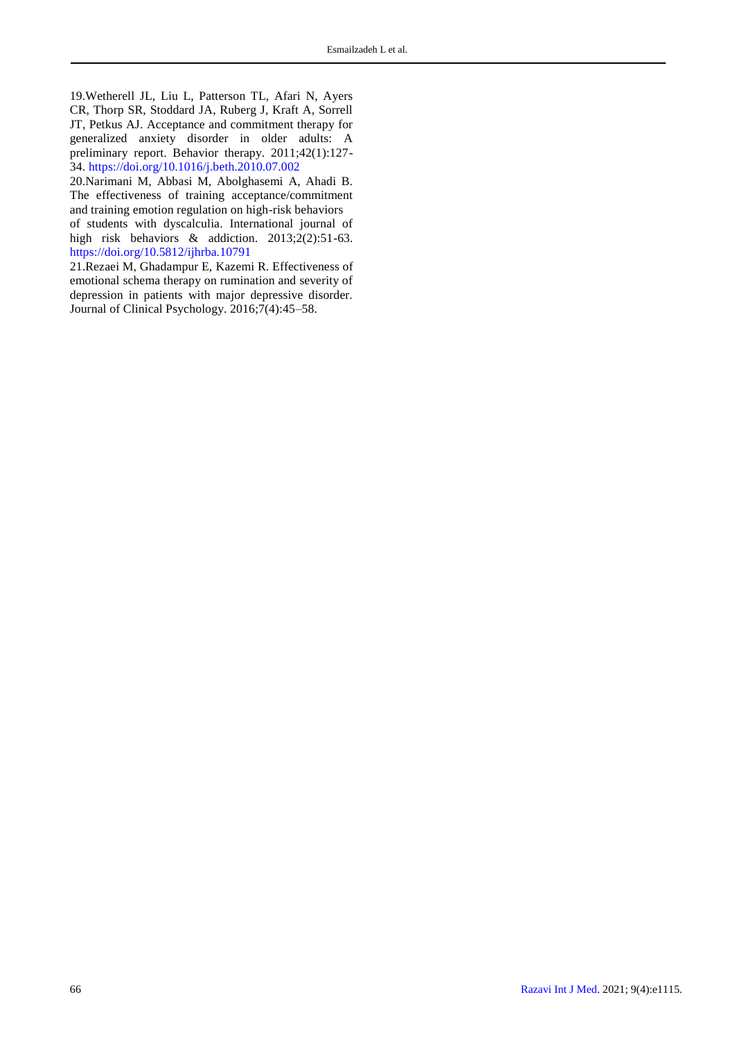19.Wetherell JL, Liu L, Patterson TL, Afari N, Ayers CR, Thorp SR, Stoddard JA, Ruberg J, Kraft A, Sorrell JT, Petkus AJ. Acceptance and commitment therapy for generalized anxiety disorder in older adults: A preliminary report. Behavior therapy. 2011;42(1):127-34. https://doi.org/10.1016/j.beth.2010.07.002

20.Narimani M, Abbasi M, Abolghasemi A, Ahadi B. The effectiveness of training acceptance/commitment and training emotion regulation on high-risk behaviors of students with dyscalculia. International journal of high risk behaviors & addiction. 2013;2(2):51-63. https://doi.org/10.5812/ijhrba.10791

21.Rezaei M, Ghadampur E, Kazemi R. Effectiveness of emotional schema therapy on rumination and severity of depression in patients with major depressive disorder. Journal of Clinical Psychology. 2016;7(4):45–58.